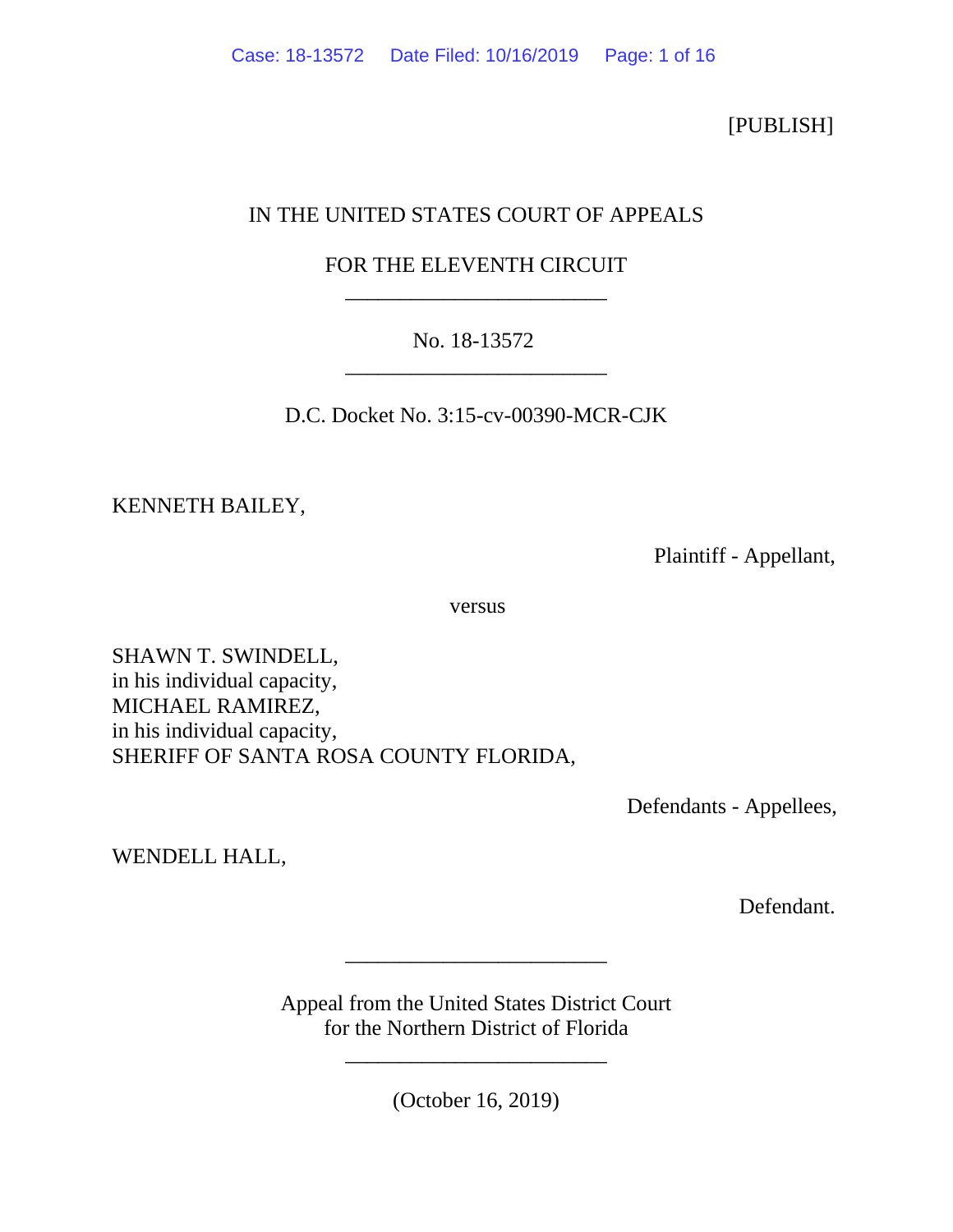[PUBLISH]

IN THE UNITED STATES COURT OF APPEALS

FOR THE ELEVENTH CIRCUIT

________________________

No. 18-13572

________________________

D.C. Docket No. 3:15-cv-00390-MCR-CJK

KENNETH BAILEY,

Plaintiff - Appellant,

versus

SHAWN T. SWINDELL,
in his individual capacity,
MICHAEL RAMIREZ,
in his individual capacity,
SHERIFF OF SANTA ROSA COUNTY FLORIDA,

Defendants - Appellees,

WENDELL HALL,

Defendant.

________________________

Appeal from the United States District Court
for the Northern District of Florida

________________________

(October 16, 2019)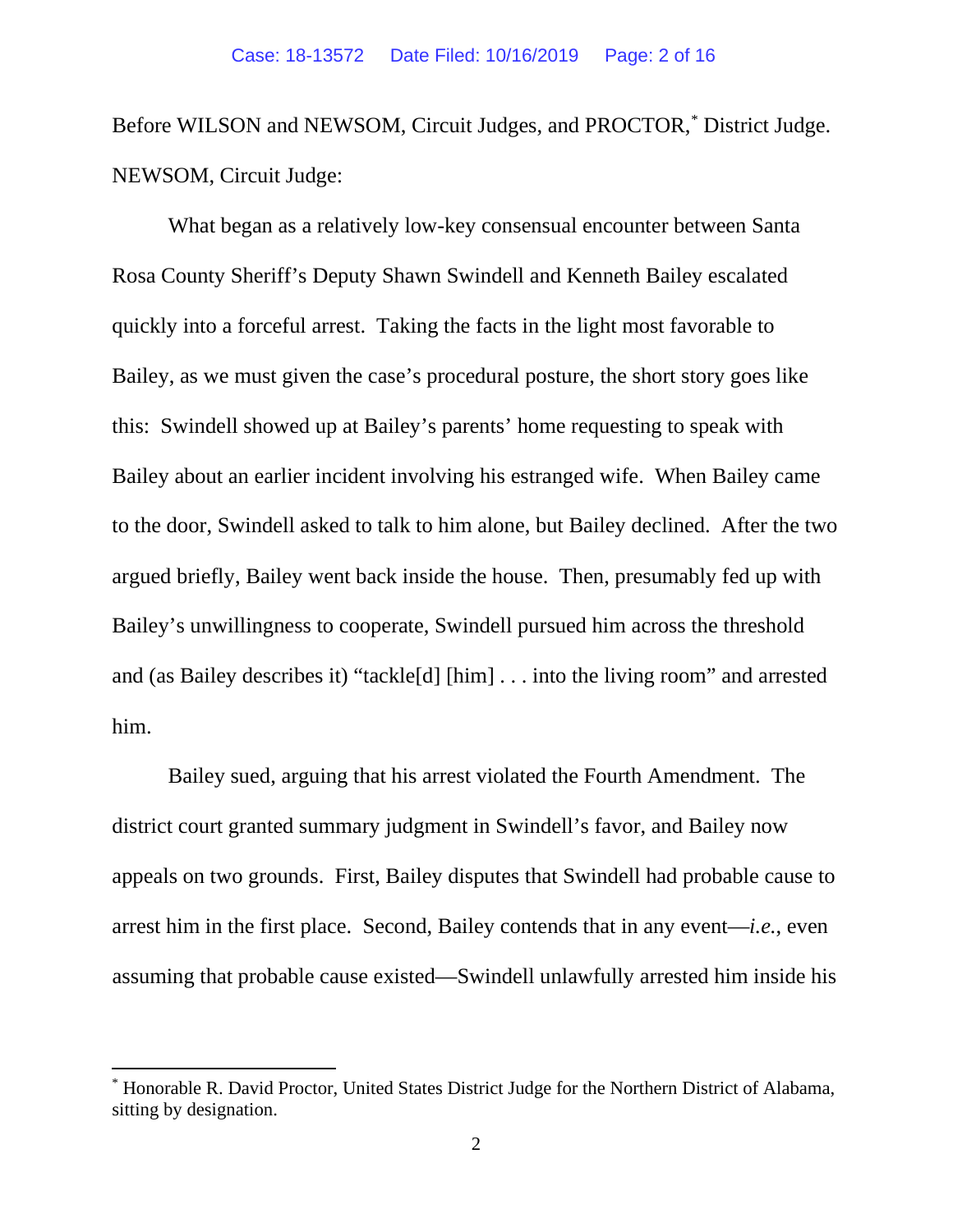Before WILSON and NEWSOM, Circuit Judges, and PROCTOR,* District Judge.

NEWSOM, Circuit Judge:

What began as a relatively low-key consensual encounter between Santa Rosa County Sheriff's Deputy Shawn Swindell and Kenneth Bailey escalated quickly into a forceful arrest. Taking the facts in the light most favorable to Bailey, as we must given the case's procedural posture, the short story goes like this: Swindell showed up at Bailey's parents' home requesting to speak with Bailey about an earlier incident involving his estranged wife. When Bailey came to the door, Swindell asked to talk to him alone, but Bailey declined. After the two argued briefly, Bailey went back inside the house. Then, presumably fed up with Bailey's unwillingness to cooperate, Swindell pursued him across the threshold and (as Bailey describes it) "tackle[d] [him] . . . into the living room" and arrested him.

Bailey sued, arguing that his arrest violated the Fourth Amendment. The district court granted summary judgment in Swindell's favor, and Bailey now appeals on two grounds. First, Bailey disputes that Swindell had probable cause to arrest him in the first place. Second, Bailey contends that in any event—*i.e.*, even assuming that probable cause existed—Swindell unlawfully arrested him inside his

* Honorable R. David Proctor, United States District Judge for the Northern District of Alabama, sitting by designation.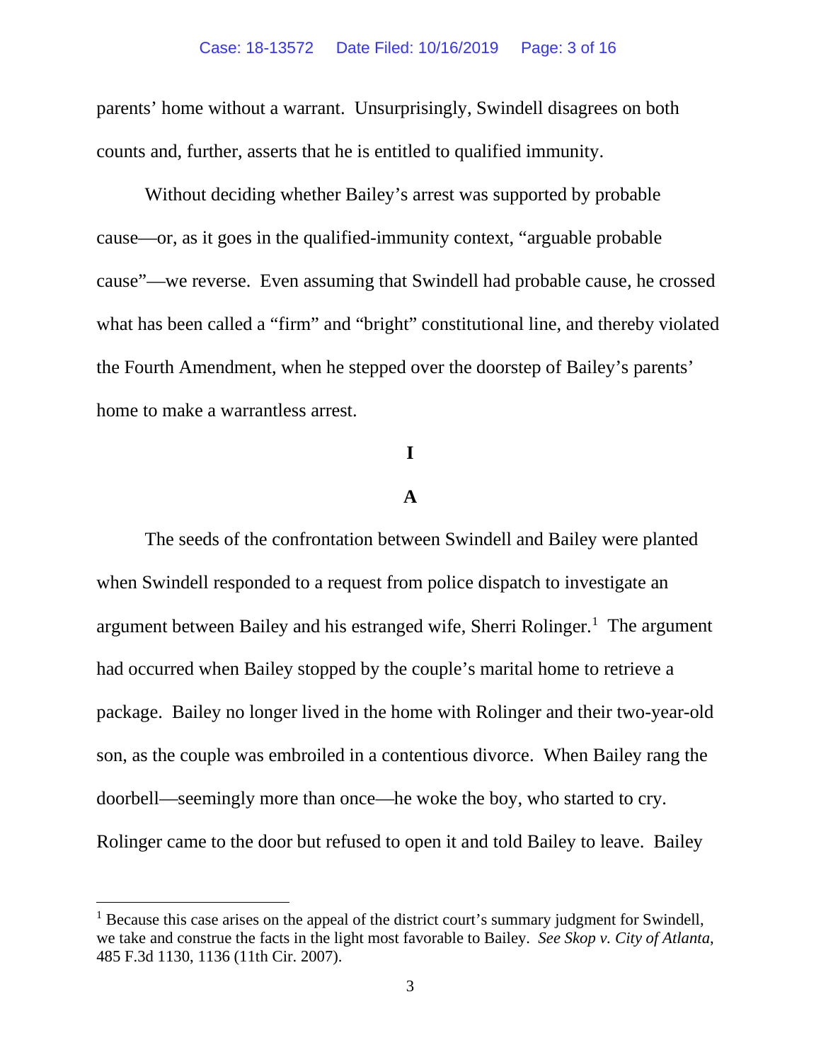parents' home without a warrant. Unsurprisingly, Swindell disagrees on both counts and, further, asserts that he is entitled to qualified immunity.

Without deciding whether Bailey's arrest was supported by probable cause—or, as it goes in the qualified-immunity context, "arguable probable cause"—we reverse. Even assuming that Swindell had probable cause, he crossed what has been called a "firm" and "bright" constitutional line, and thereby violated the Fourth Amendment, when he stepped over the doorstep of Bailey's parents' home to make a warrantless arrest.

# I

## A

The seeds of the confrontation between Swindell and Bailey were planted when Swindell responded to a request from police dispatch to investigate an argument between Bailey and his estranged wife, Sherri Rolinger.[1] The argument had occurred when Bailey stopped by the couple's marital home to retrieve a package. Bailey no longer lived in the home with Rolinger and their two-year-old son, as the couple was embroiled in a contentious divorce. When Bailey rang the doorbell—seemingly more than once—he woke the boy, who started to cry. Rolinger came to the door but refused to open it and told Bailey to leave. Bailey

[1] Because this case arises on the appeal of the district court's summary judgment for Swindell, we take and construe the facts in the light most favorable to Bailey. *See Skop v. City of Atlanta*, 485 F.3d 1130, 1136 (11th Cir. 2007).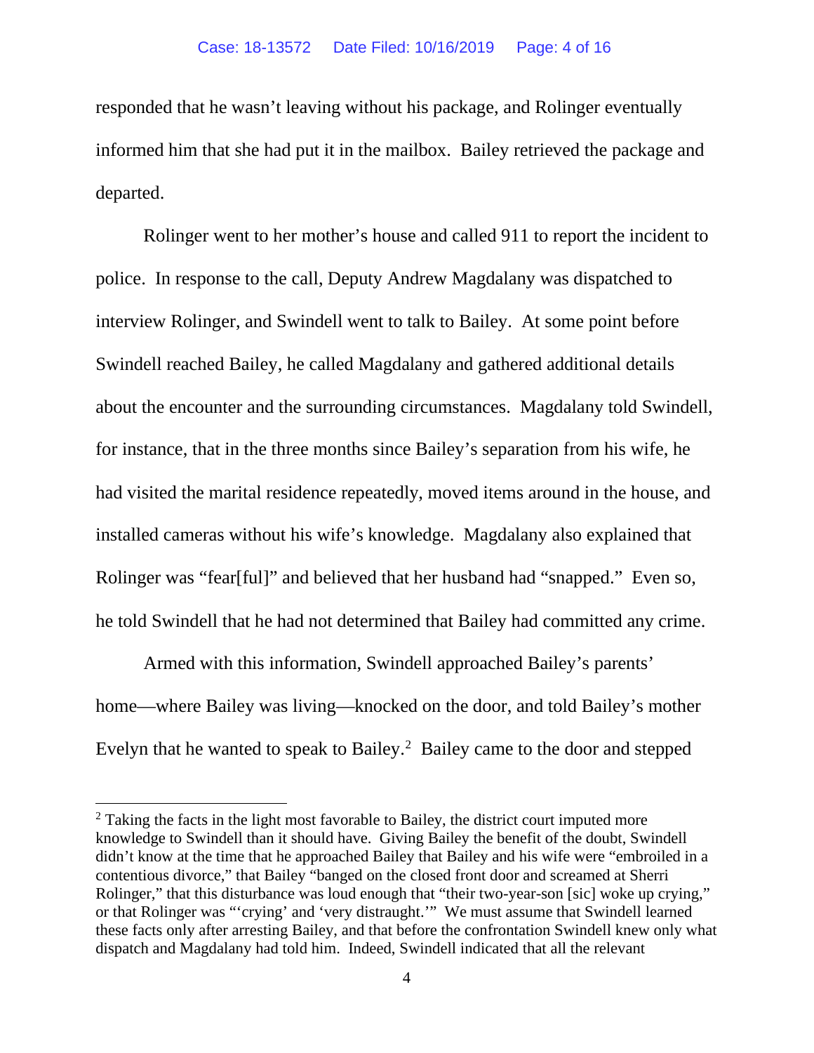responded that he wasn't leaving without his package, and Rolinger eventually informed him that she had put it in the mailbox. Bailey retrieved the package and departed.

Rolinger went to her mother's house and called 911 to report the incident to police. In response to the call, Deputy Andrew Magdalany was dispatched to interview Rolinger, and Swindell went to talk to Bailey. At some point before Swindell reached Bailey, he called Magdalany and gathered additional details about the encounter and the surrounding circumstances. Magdalany told Swindell, for instance, that in the three months since Bailey's separation from his wife, he had visited the marital residence repeatedly, moved items around in the house, and installed cameras without his wife's knowledge. Magdalany also explained that Rolinger was "fear[ful]" and believed that her husband had "snapped." Even so, he told Swindell that he had not determined that Bailey had committed any crime.

Armed with this information, Swindell approached Bailey's parents' home—where Bailey was living—knocked on the door, and told Bailey's mother Evelyn that he wanted to speak to Bailey.[2] Bailey came to the door and stepped

---

[2] Taking the facts in the light most favorable to Bailey, the district court imputed more knowledge to Swindell than it should have. Giving Bailey the benefit of the doubt, Swindell didn't know at the time that he approached Bailey that Bailey and his wife were "embroiled in a contentious divorce," that Bailey "banged on the closed front door and screamed at Sherri Rolinger," that this disturbance was loud enough that "their two-year-son [sic] woke up crying," or that Rolinger was "'crying' and 'very distraught.'" We must assume that Swindell learned these facts only after arresting Bailey, and that before the confrontation Swindell knew only what dispatch and Magdalany had told him. Indeed, Swindell indicated that all the relevant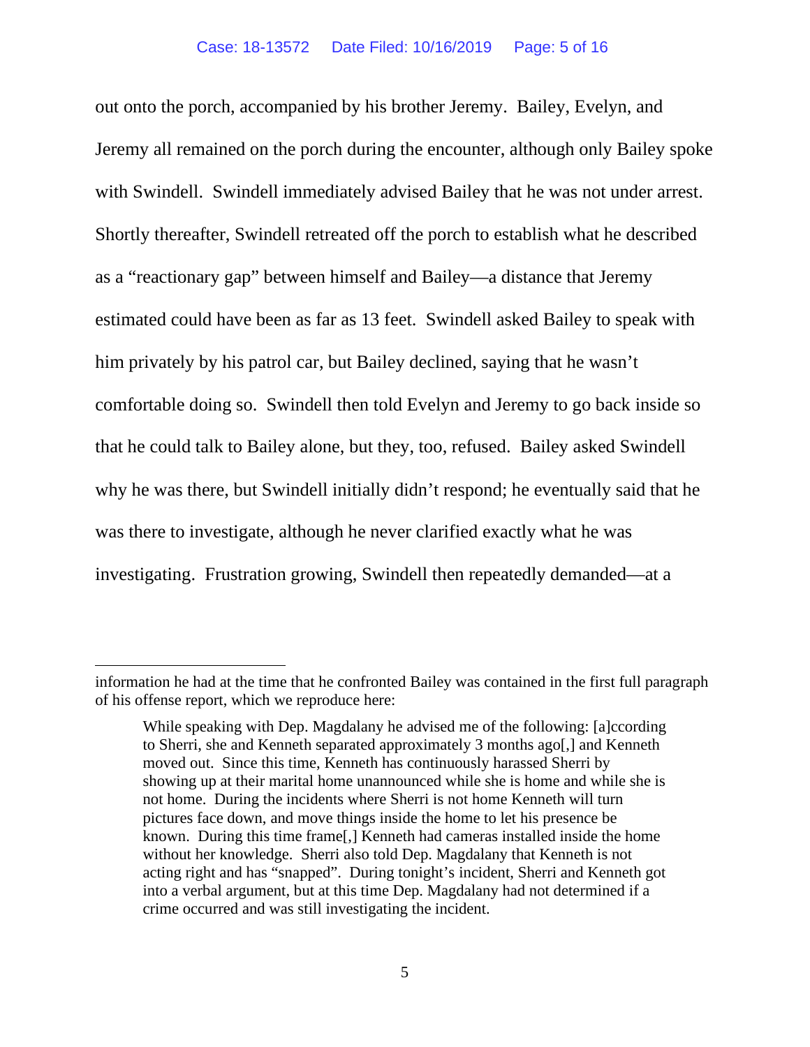out onto the porch, accompanied by his brother Jeremy. Bailey, Evelyn, and Jeremy all remained on the porch during the encounter, although only Bailey spoke with Swindell. Swindell immediately advised Bailey that he was not under arrest. Shortly thereafter, Swindell retreated off the porch to establish what he described as a "reactionary gap" between himself and Bailey—a distance that Jeremy estimated could have been as far as 13 feet. Swindell asked Bailey to speak with him privately by his patrol car, but Bailey declined, saying that he wasn't comfortable doing so. Swindell then told Evelyn and Jeremy to go back inside so that he could talk to Bailey alone, but they, too, refused. Bailey asked Swindell why he was there, but Swindell initially didn't respond; he eventually said that he was there to investigate, although he never clarified exactly what he was investigating. Frustration growing, Swindell then repeatedly demanded—at a

---

information he had at the time that he confronted Bailey was contained in the first full paragraph of his offense report, which we reproduce here:

> While speaking with Dep. Magdalany he advised me of the following: [a]ccording to Sherri, she and Kenneth separated approximately 3 months ago[,] and Kenneth moved out. Since this time, Kenneth has continuously harassed Sherri by showing up at their marital home unannounced while she is home and while she is not home. During the incidents where Sherri is not home Kenneth will turn pictures face down, and move things inside the home to let his presence be known. During this time frame[,] Kenneth had cameras installed inside the home without her knowledge. Sherri also told Dep. Magdalany that Kenneth is not acting right and has "snapped". During tonight's incident, Sherri and Kenneth got into a verbal argument, but at this time Dep. Magdalany had not determined if a crime occurred and was still investigating the incident.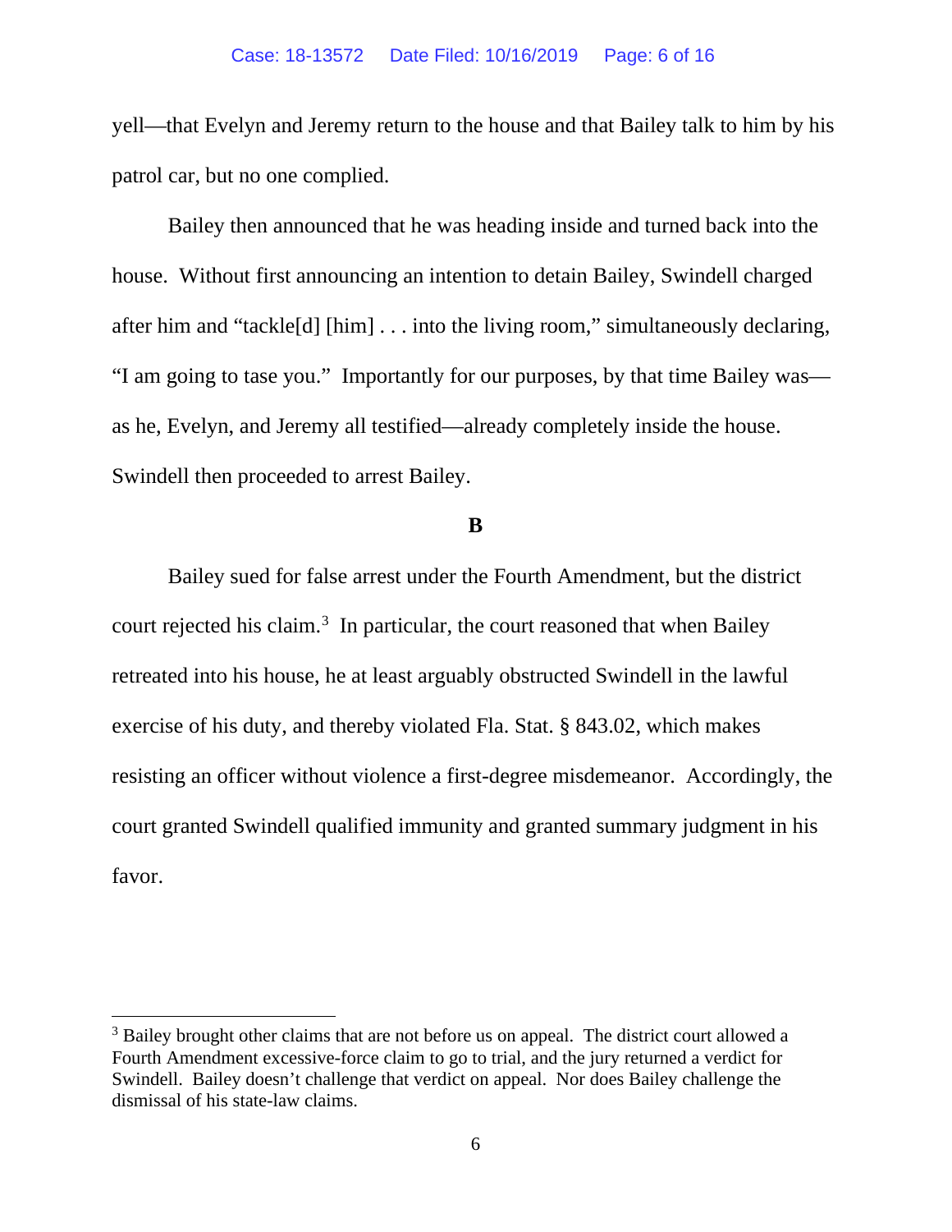yell—that Evelyn and Jeremy return to the house and that Bailey talk to him by his patrol car, but no one complied.

Bailey then announced that he was heading inside and turned back into the house. Without first announcing an intention to detain Bailey, Swindell charged after him and "tackle[d] [him] . . . into the living room," simultaneously declaring, "I am going to tase you." Importantly for our purposes, by that time Bailey was—as he, Evelyn, and Jeremy all testified—already completely inside the house. Swindell then proceeded to arrest Bailey.

**B**

Bailey sued for false arrest under the Fourth Amendment, but the district court rejected his claim.[3] In particular, the court reasoned that when Bailey retreated into his house, he at least arguably obstructed Swindell in the lawful exercise of his duty, and thereby violated Fla. Stat. § 843.02, which makes resisting an officer without violence a first-degree misdemeanor. Accordingly, the court granted Swindell qualified immunity and granted summary judgment in his favor.

[3] Bailey brought other claims that are not before us on appeal. The district court allowed a Fourth Amendment excessive-force claim to go to trial, and the jury returned a verdict for Swindell. Bailey doesn't challenge that verdict on appeal. Nor does Bailey challenge the dismissal of his state-law claims.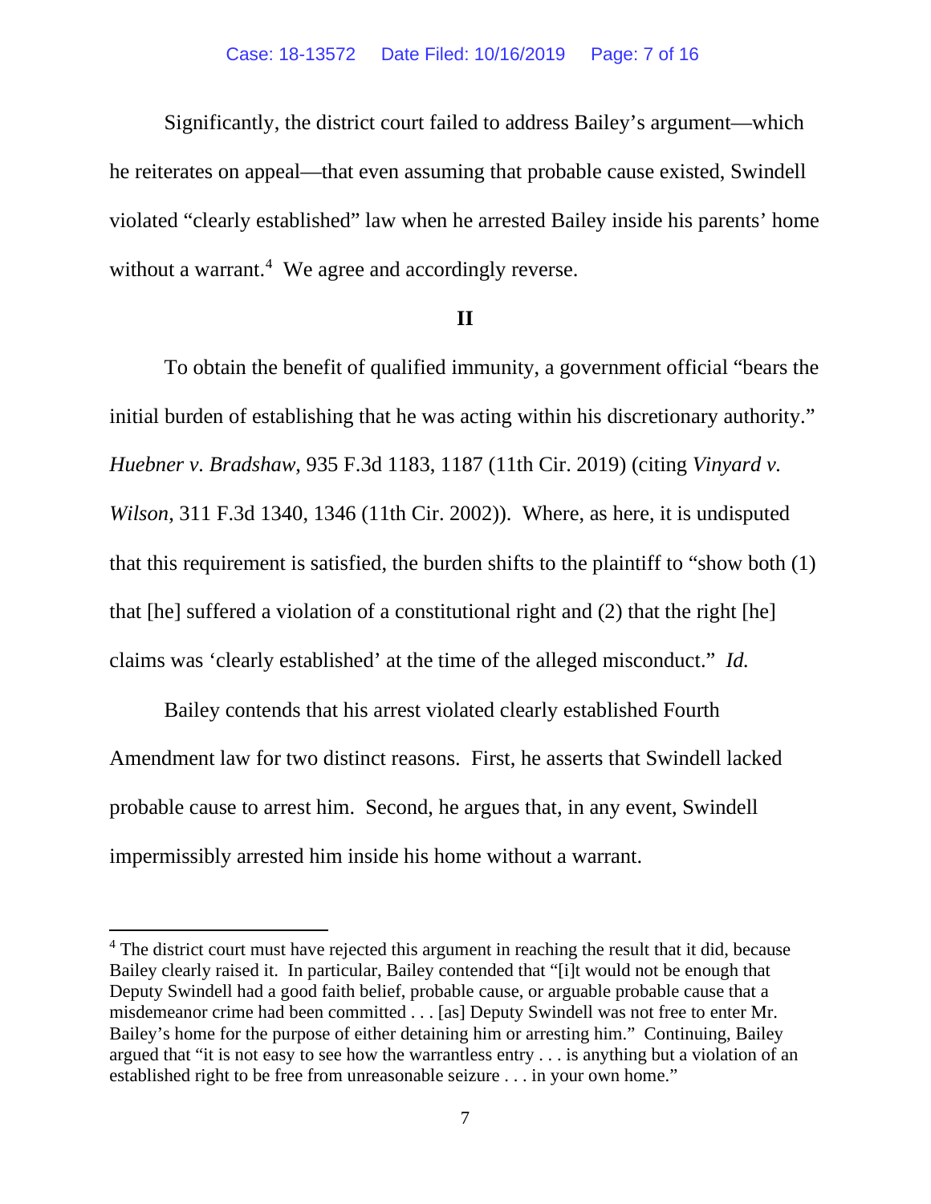Significantly, the district court failed to address Bailey's argument—which he reiterates on appeal—that even assuming that probable cause existed, Swindell violated "clearly established" law when he arrested Bailey inside his parents' home without a warrant.[4] We agree and accordingly reverse.

## II

To obtain the benefit of qualified immunity, a government official "bears the initial burden of establishing that he was acting within his discretionary authority." *Huebner v. Bradshaw*, 935 F.3d 1183, 1187 (11th Cir. 2019) (citing *Vinyard v. Wilson*, 311 F.3d 1340, 1346 (11th Cir. 2002)). Where, as here, it is undisputed that this requirement is satisfied, the burden shifts to the plaintiff to "show both (1) that [he] suffered a violation of a constitutional right and (2) that the right [he] claims was 'clearly established' at the time of the alleged misconduct." *Id.*

Bailey contends that his arrest violated clearly established Fourth Amendment law for two distinct reasons. First, he asserts that Swindell lacked probable cause to arrest him. Second, he argues that, in any event, Swindell impermissibly arrested him inside his home without a warrant.

---

[4] The district court must have rejected this argument in reaching the result that it did, because Bailey clearly raised it. In particular, Bailey contended that "[i]t would not be enough that Deputy Swindell had a good faith belief, probable cause, or arguable probable cause that a misdemeanor crime had been committed . . . [as] Deputy Swindell was not free to enter Mr. Bailey's home for the purpose of either detaining him or arresting him." Continuing, Bailey argued that "it is not easy to see how the warrantless entry . . . is anything but a violation of an established right to be free from unreasonable seizure . . . in your own home."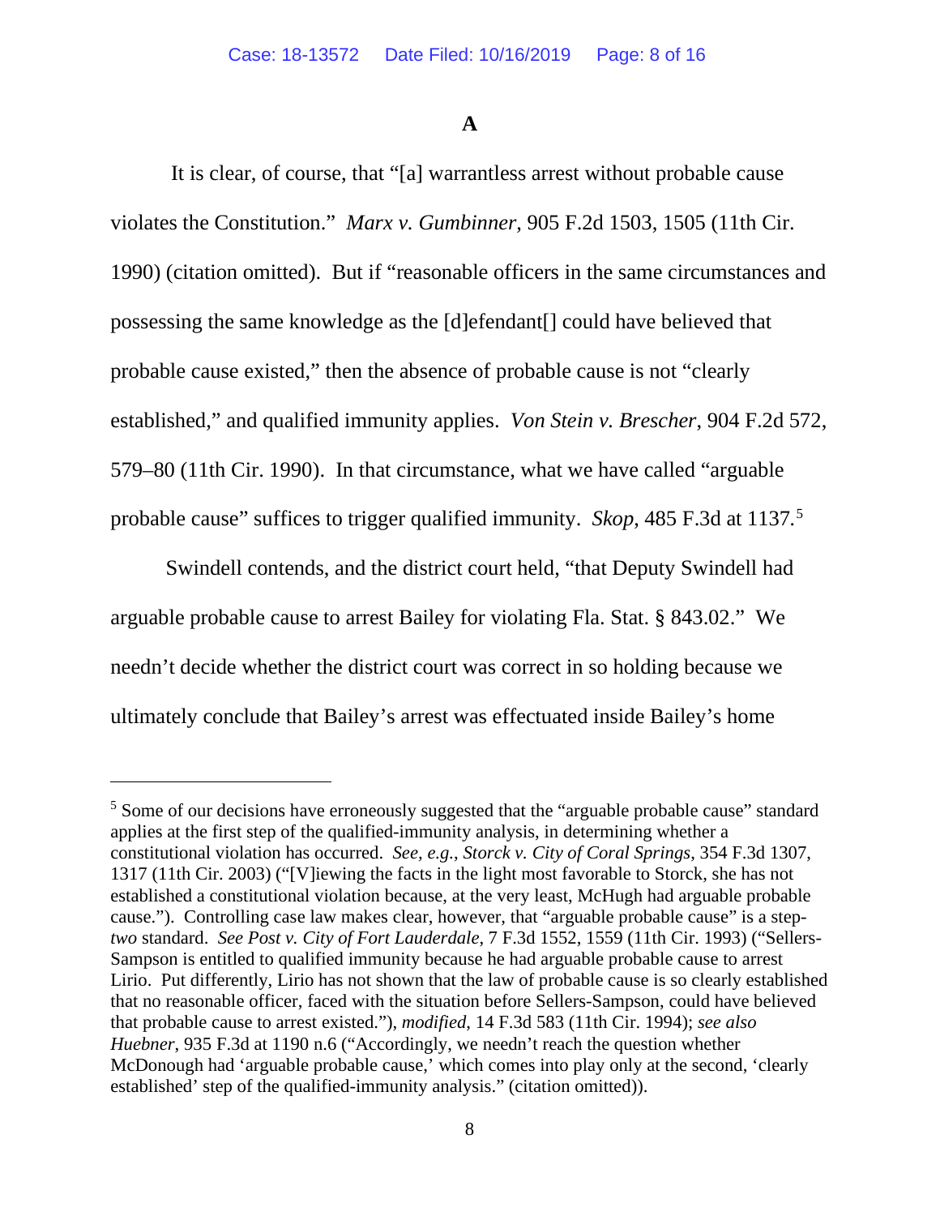**A**

It is clear, of course, that "[a] warrantless arrest without probable cause violates the Constitution." *Marx v. Gumbinner*, 905 F.2d 1503, 1505 (11th Cir. 1990) (citation omitted). But if "reasonable officers in the same circumstances and possessing the same knowledge as the [d]efendant[] could have believed that probable cause existed," then the absence of probable cause is not "clearly established," and qualified immunity applies. *Von Stein v. Brescher*, 904 F.2d 572, 579–80 (11th Cir. 1990). In that circumstance, what we have called "arguable probable cause" suffices to trigger qualified immunity. *Skop*, 485 F.3d at 1137.[5]

Swindell contends, and the district court held, "that Deputy Swindell had arguable probable cause to arrest Bailey for violating Fla. Stat. § 843.02." We needn't decide whether the district court was correct in so holding because we ultimately conclude that Bailey's arrest was effectuated inside Bailey's home

---

[5] Some of our decisions have erroneously suggested that the "arguable probable cause" standard applies at the first step of the qualified-immunity analysis, in determining whether a constitutional violation has occurred. *See, e.g.*, *Storck v. City of Coral Springs*, 354 F.3d 1307, 1317 (11th Cir. 2003) ("[V]iewing the facts in the light most favorable to Storck, she has not established a constitutional violation because, at the very least, McHugh had arguable probable cause."). Controlling case law makes clear, however, that "arguable probable cause" is a step-*two* standard. *See Post v. City of Fort Lauderdale*, 7 F.3d 1552, 1559 (11th Cir. 1993) ("Sellers-Sampson is entitled to qualified immunity because he had arguable probable cause to arrest Lirio. Put differently, Lirio has not shown that the law of probable cause is so clearly established that no reasonable officer, faced with the situation before Sellers-Sampson, could have believed that probable cause to arrest existed."), *modified*, 14 F.3d 583 (11th Cir. 1994); *see also Huebner*, 935 F.3d at 1190 n.6 ("Accordingly, we needn't reach the question whether McDonough had 'arguable probable cause,' which comes into play only at the second, 'clearly established' step of the qualified-immunity analysis." (citation omitted)).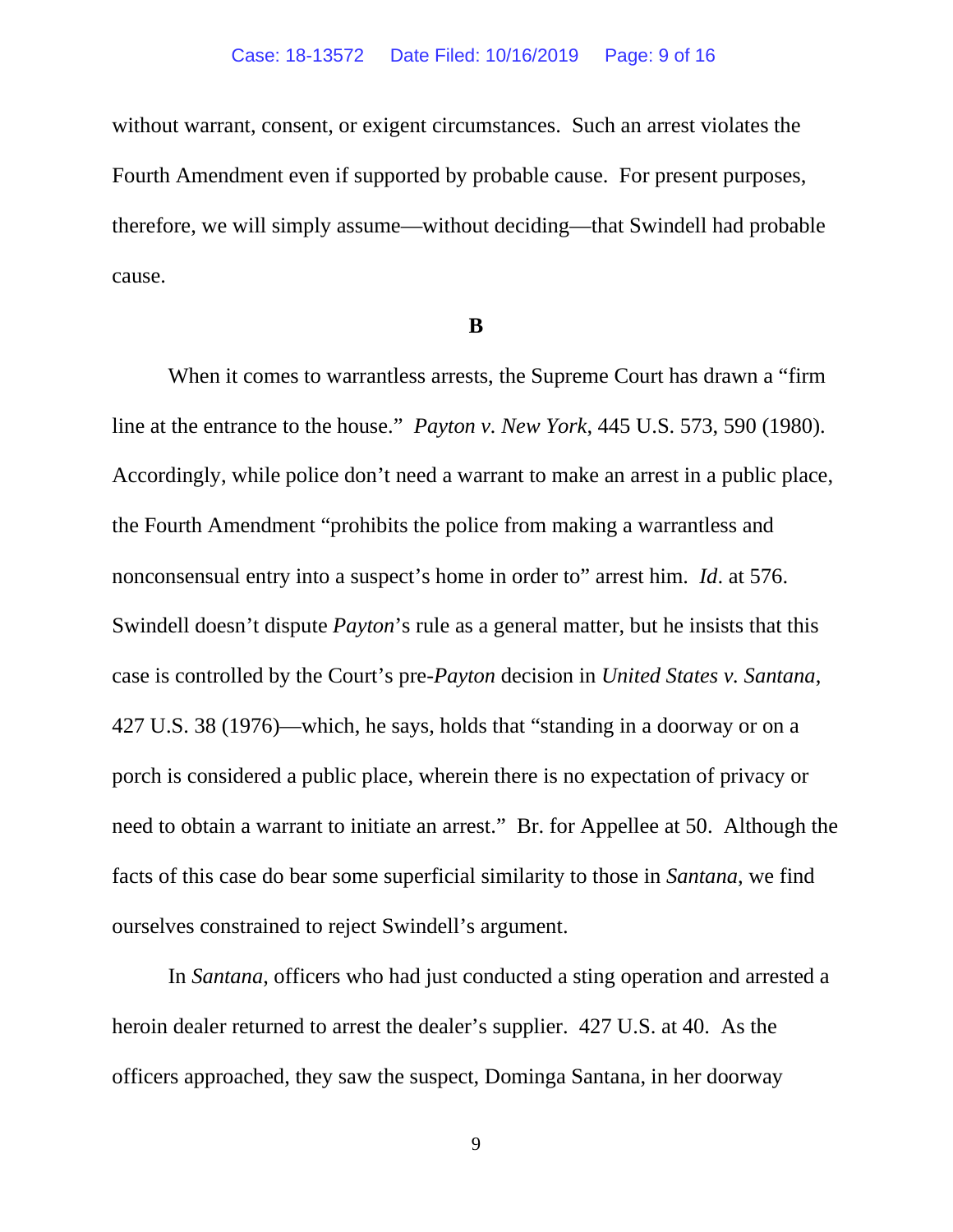without warrant, consent, or exigent circumstances. Such an arrest violates the Fourth Amendment even if supported by probable cause. For present purposes, therefore, we will simply assume—without deciding—that Swindell had probable cause.

**B**

When it comes to warrantless arrests, the Supreme Court has drawn a "firm line at the entrance to the house." *Payton v. New York*, 445 U.S. 573, 590 (1980). Accordingly, while police don't need a warrant to make an arrest in a public place, the Fourth Amendment "prohibits the police from making a warrantless and nonconsensual entry into a suspect's home in order to" arrest him. *Id*. at 576. Swindell doesn't dispute *Payton*'s rule as a general matter, but he insists that this case is controlled by the Court's pre-*Payton* decision in *United States v. Santana*, 427 U.S. 38 (1976)—which, he says, holds that "standing in a doorway or on a porch is considered a public place, wherein there is no expectation of privacy or need to obtain a warrant to initiate an arrest." Br. for Appellee at 50. Although the facts of this case do bear some superficial similarity to those in *Santana*, we find ourselves constrained to reject Swindell's argument.

In *Santana*, officers who had just conducted a sting operation and arrested a heroin dealer returned to arrest the dealer's supplier. 427 U.S. at 40. As the officers approached, they saw the suspect, Dominga Santana, in her doorway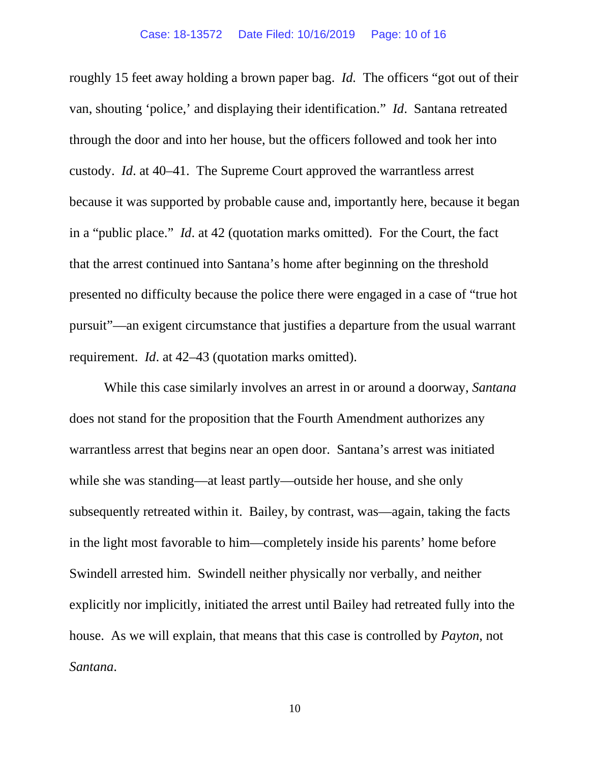roughly 15 feet away holding a brown paper bag. *Id.* The officers "got out of their van, shouting 'police,' and displaying their identification." *Id*. Santana retreated through the door and into her house, but the officers followed and took her into custody. *Id*. at 40–41. The Supreme Court approved the warrantless arrest because it was supported by probable cause and, importantly here, because it began in a "public place." *Id*. at 42 (quotation marks omitted). For the Court, the fact that the arrest continued into Santana's home after beginning on the threshold presented no difficulty because the police there were engaged in a case of "true hot pursuit"—an exigent circumstance that justifies a departure from the usual warrant requirement. *Id*. at 42–43 (quotation marks omitted).

While this case similarly involves an arrest in or around a doorway, *Santana* does not stand for the proposition that the Fourth Amendment authorizes any warrantless arrest that begins near an open door. Santana's arrest was initiated while she was standing—at least partly—outside her house, and she only subsequently retreated within it. Bailey, by contrast, was—again, taking the facts in the light most favorable to him—completely inside his parents' home before Swindell arrested him. Swindell neither physically nor verbally, and neither explicitly nor implicitly, initiated the arrest until Bailey had retreated fully into the house. As we will explain, that means that this case is controlled by *Payton*, not *Santana*.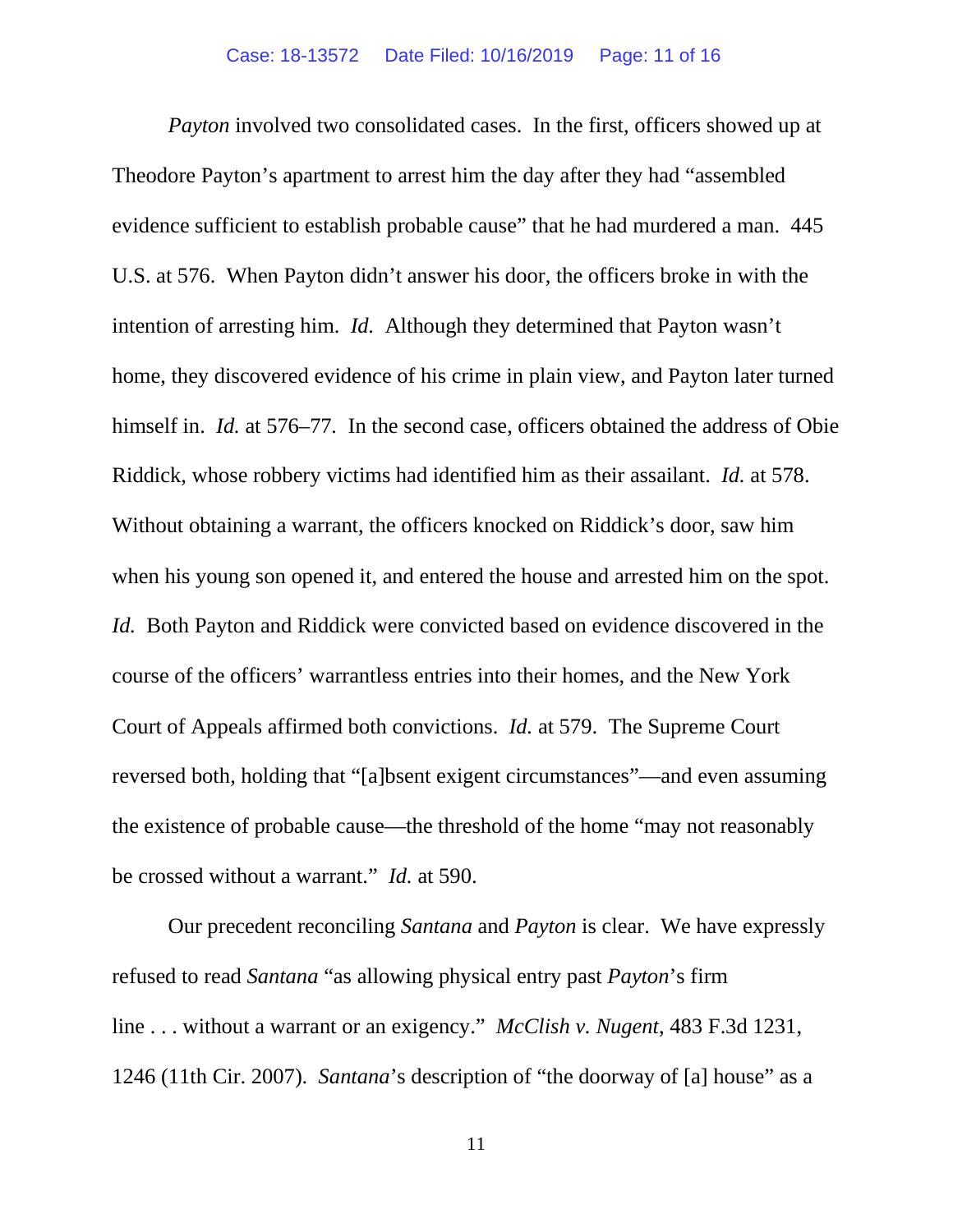*Payton* involved two consolidated cases. In the first, officers showed up at Theodore Payton's apartment to arrest him the day after they had "assembled evidence sufficient to establish probable cause" that he had murdered a man. 445 U.S. at 576. When Payton didn't answer his door, the officers broke in with the intention of arresting him. *Id.* Although they determined that Payton wasn't home, they discovered evidence of his crime in plain view, and Payton later turned himself in. *Id.* at 576–77. In the second case, officers obtained the address of Obie Riddick, whose robbery victims had identified him as their assailant. *Id.* at 578. Without obtaining a warrant, the officers knocked on Riddick's door, saw him when his young son opened it, and entered the house and arrested him on the spot. *Id.* Both Payton and Riddick were convicted based on evidence discovered in the course of the officers' warrantless entries into their homes, and the New York Court of Appeals affirmed both convictions. *Id.* at 579. The Supreme Court reversed both, holding that "[a]bsent exigent circumstances"—and even assuming the existence of probable cause—the threshold of the home "may not reasonably be crossed without a warrant." *Id.* at 590.

Our precedent reconciling *Santana* and *Payton* is clear. We have expressly refused to read *Santana* "as allowing physical entry past *Payton*'s firm line . . . without a warrant or an exigency." *McClish v. Nugent*, 483 F.3d 1231, 1246 (11th Cir. 2007). *Santana*'s description of "the doorway of [a] house" as a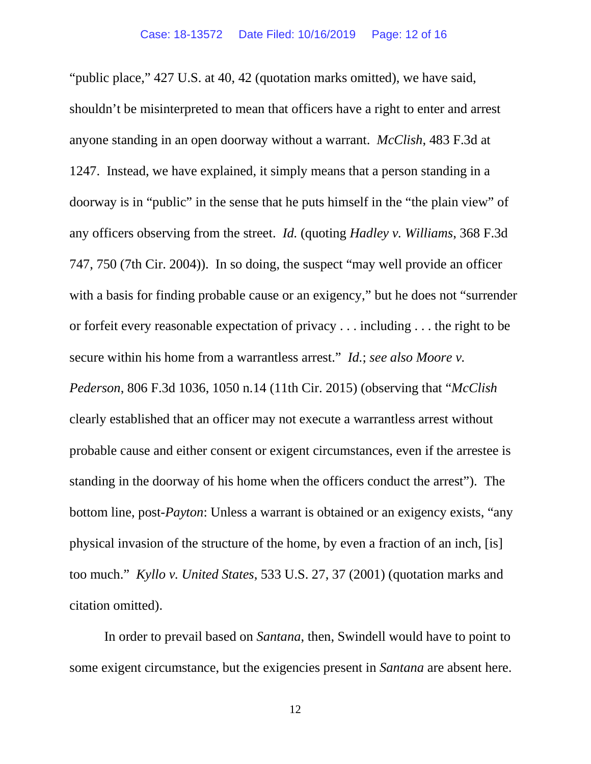"public place," 427 U.S. at 40, 42 (quotation marks omitted), we have said, shouldn't be misinterpreted to mean that officers have a right to enter and arrest anyone standing in an open doorway without a warrant. *McClish*, 483 F.3d at 1247. Instead, we have explained, it simply means that a person standing in a doorway is in "public" in the sense that he puts himself in the "the plain view" of any officers observing from the street. *Id.* (quoting *Hadley v. Williams*, 368 F.3d 747, 750 (7th Cir. 2004)). In so doing, the suspect "may well provide an officer with a basis for finding probable cause or an exigency," but he does not "surrender or forfeit every reasonable expectation of privacy . . . including . . . the right to be secure within his home from a warrantless arrest." *Id.*; *see also Moore v. Pederson*, 806 F.3d 1036, 1050 n.14 (11th Cir. 2015) (observing that "*McClish* clearly established that an officer may not execute a warrantless arrest without probable cause and either consent or exigent circumstances, even if the arrestee is standing in the doorway of his home when the officers conduct the arrest"). The bottom line, post-*Payton*: Unless a warrant is obtained or an exigency exists, "any physical invasion of the structure of the home, by even a fraction of an inch, [is] too much." *Kyllo v. United States*, 533 U.S. 27, 37 (2001) (quotation marks and citation omitted).

In order to prevail based on *Santana*, then, Swindell would have to point to some exigent circumstance, but the exigencies present in *Santana* are absent here.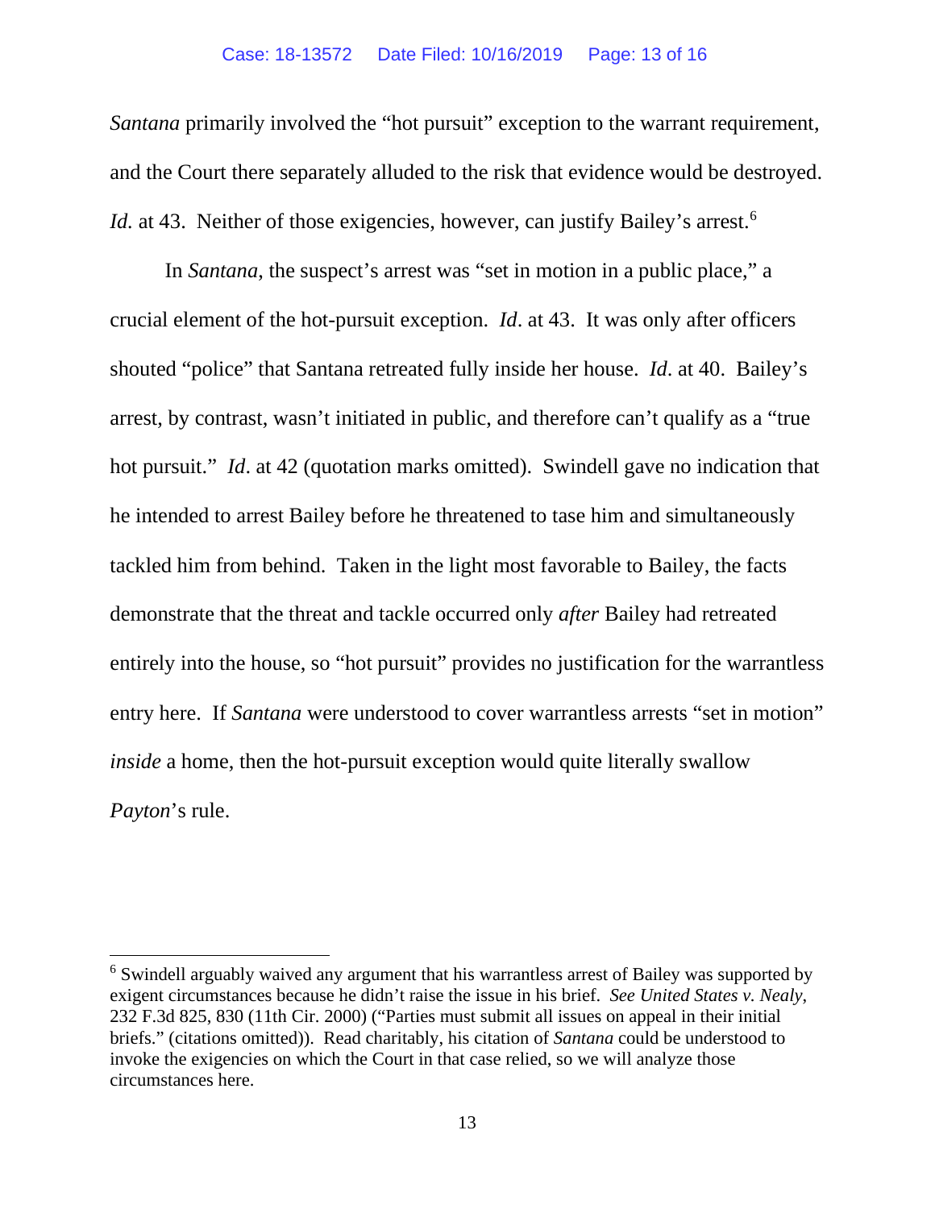*Santana* primarily involved the "hot pursuit" exception to the warrant requirement, and the Court there separately alluded to the risk that evidence would be destroyed. *Id.* at 43. Neither of those exigencies, however, can justify Bailey's arrest.[6]

In *Santana*, the suspect's arrest was "set in motion in a public place," a crucial element of the hot-pursuit exception. *Id*. at 43. It was only after officers shouted "police" that Santana retreated fully inside her house. *Id*. at 40. Bailey's arrest, by contrast, wasn't initiated in public, and therefore can't qualify as a "true hot pursuit." *Id*. at 42 (quotation marks omitted). Swindell gave no indication that he intended to arrest Bailey before he threatened to tase him and simultaneously tackled him from behind. Taken in the light most favorable to Bailey, the facts demonstrate that the threat and tackle occurred only *after* Bailey had retreated entirely into the house, so "hot pursuit" provides no justification for the warrantless entry here. If *Santana* were understood to cover warrantless arrests "set in motion" *inside* a home, then the hot-pursuit exception would quite literally swallow *Payton*'s rule.

---

[6] Swindell arguably waived any argument that his warrantless arrest of Bailey was supported by exigent circumstances because he didn't raise the issue in his brief. *See United States v. Nealy*, 232 F.3d 825, 830 (11th Cir. 2000) ("Parties must submit all issues on appeal in their initial briefs." (citations omitted)). Read charitably, his citation of *Santana* could be understood to invoke the exigencies on which the Court in that case relied, so we will analyze those circumstances here.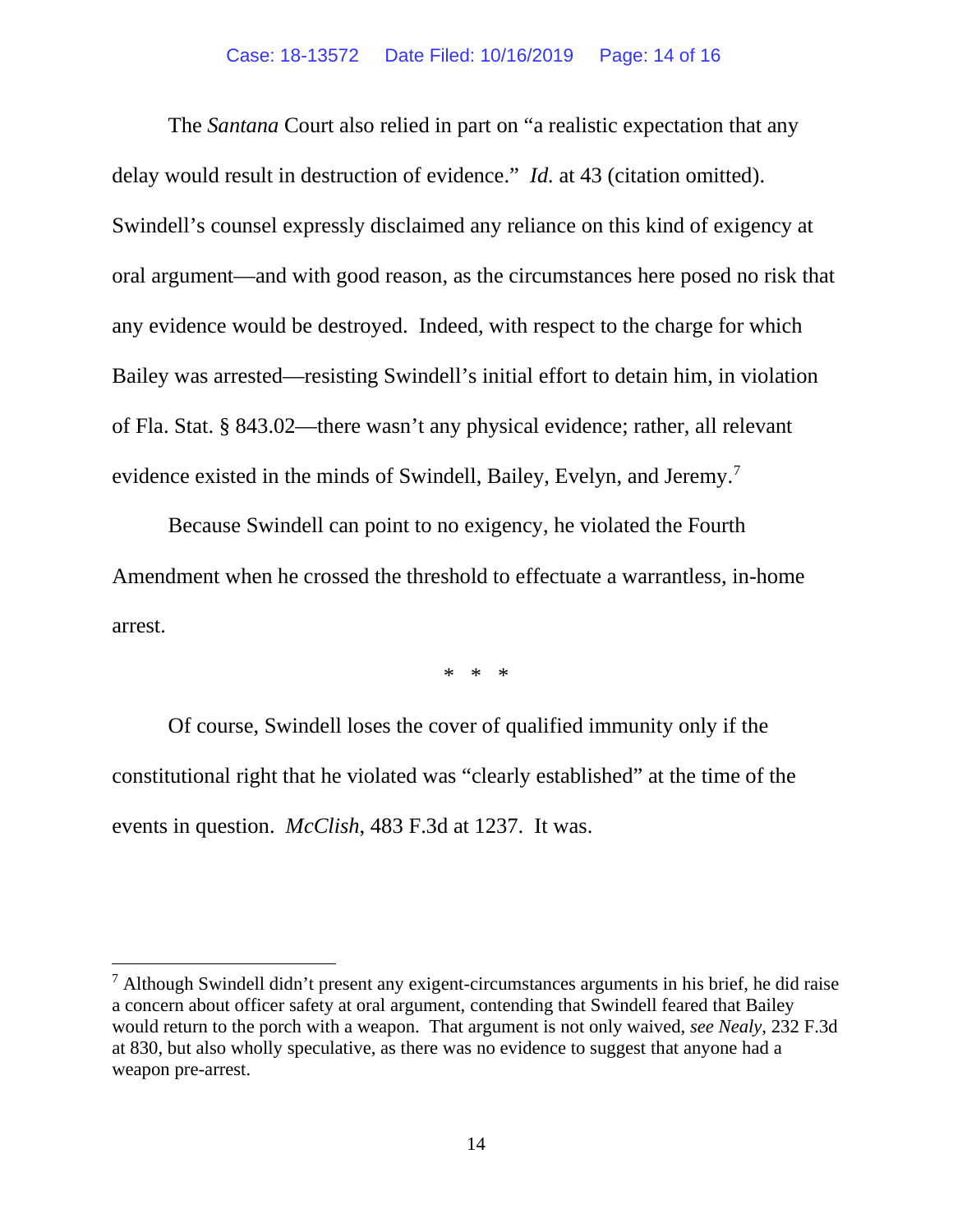The *Santana* Court also relied in part on "a realistic expectation that any delay would result in destruction of evidence." *Id.* at 43 (citation omitted). Swindell's counsel expressly disclaimed any reliance on this kind of exigency at oral argument—and with good reason, as the circumstances here posed no risk that any evidence would be destroyed. Indeed, with respect to the charge for which Bailey was arrested—resisting Swindell's initial effort to detain him, in violation of Fla. Stat. § 843.02—there wasn't any physical evidence; rather, all relevant evidence existed in the minds of Swindell, Bailey, Evelyn, and Jeremy.[7]

Because Swindell can point to no exigency, he violated the Fourth Amendment when he crossed the threshold to effectuate a warrantless, in-home arrest.

\* \* \*

Of course, Swindell loses the cover of qualified immunity only if the constitutional right that he violated was "clearly established" at the time of the events in question. *McClish*, 483 F.3d at 1237. It was.

---

[7] Although Swindell didn't present any exigent-circumstances arguments in his brief, he did raise a concern about officer safety at oral argument, contending that Swindell feared that Bailey would return to the porch with a weapon. That argument is not only waived, *see Nealy*, 232 F.3d at 830, but also wholly speculative, as there was no evidence to suggest that anyone had a weapon pre-arrest.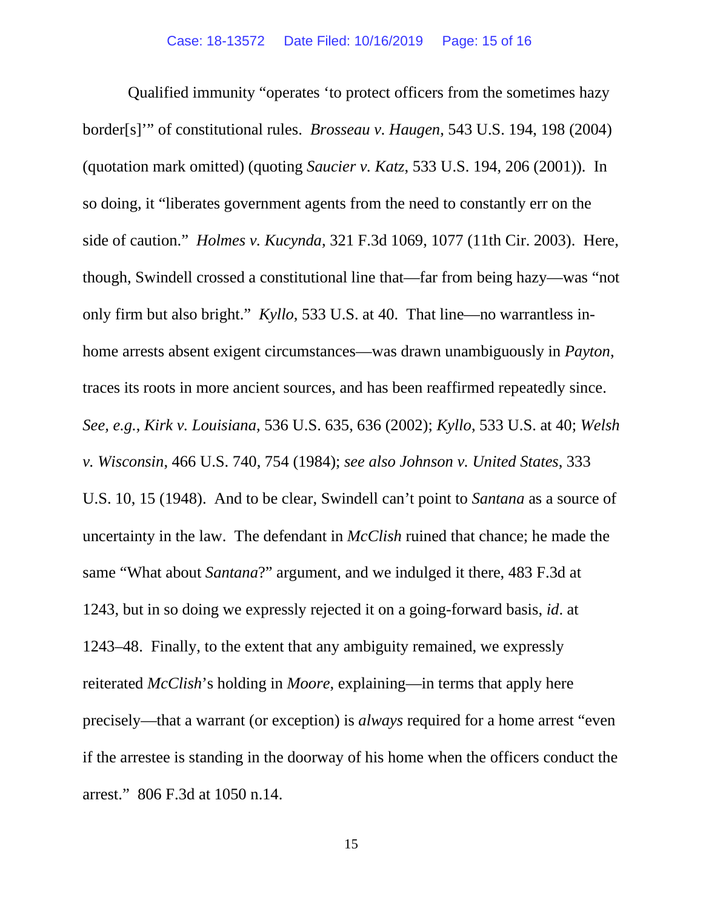Qualified immunity "operates 'to protect officers from the sometimes hazy border[s]'" of constitutional rules. *Brosseau v. Haugen*, 543 U.S. 194, 198 (2004) (quotation mark omitted) (quoting *Saucier v. Katz*, 533 U.S. 194, 206 (2001)). In so doing, it "liberates government agents from the need to constantly err on the side of caution." *Holmes v. Kucynda*, 321 F.3d 1069, 1077 (11th Cir. 2003). Here, though, Swindell crossed a constitutional line that—far from being hazy—was "not only firm but also bright." *Kyllo*, 533 U.S. at 40. That line—no warrantless in-home arrests absent exigent circumstances—was drawn unambiguously in *Payton*, traces its roots in more ancient sources, and has been reaffirmed repeatedly since. *See, e.g.*, *Kirk v. Louisiana*, 536 U.S. 635, 636 (2002); *Kyllo*, 533 U.S. at 40; *Welsh v. Wisconsin*, 466 U.S. 740, 754 (1984); *see also Johnson v. United States*, 333 U.S. 10, 15 (1948). And to be clear, Swindell can't point to *Santana* as a source of uncertainty in the law. The defendant in *McClish* ruined that chance; he made the same "What about *Santana*?" argument, and we indulged it there, 483 F.3d at 1243, but in so doing we expressly rejected it on a going-forward basis, *id*. at 1243–48. Finally, to the extent that any ambiguity remained, we expressly reiterated *McClish*'s holding in *Moore*, explaining—in terms that apply here precisely—that a warrant (or exception) is *always* required for a home arrest "even if the arrestee is standing in the doorway of his home when the officers conduct the arrest." 806 F.3d at 1050 n.14.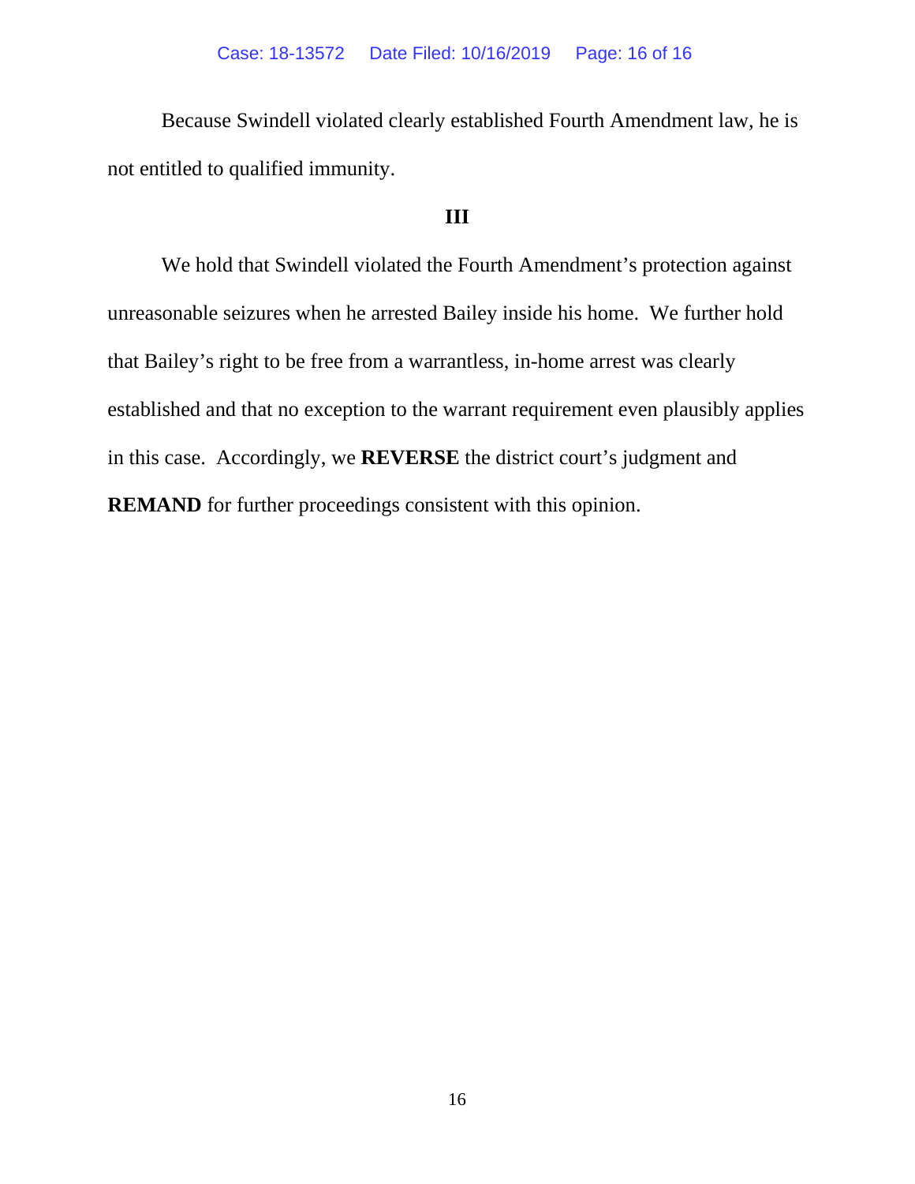Because Swindell violated clearly established Fourth Amendment law, he is not entitled to qualified immunity.

## III

We hold that Swindell violated the Fourth Amendment's protection against unreasonable seizures when he arrested Bailey inside his home. We further hold that Bailey's right to be free from a warrantless, in-home arrest was clearly established and that no exception to the warrant requirement even plausibly applies in this case. Accordingly, we **REVERSE** the district court's judgment and **REMAND** for further proceedings consistent with this opinion.